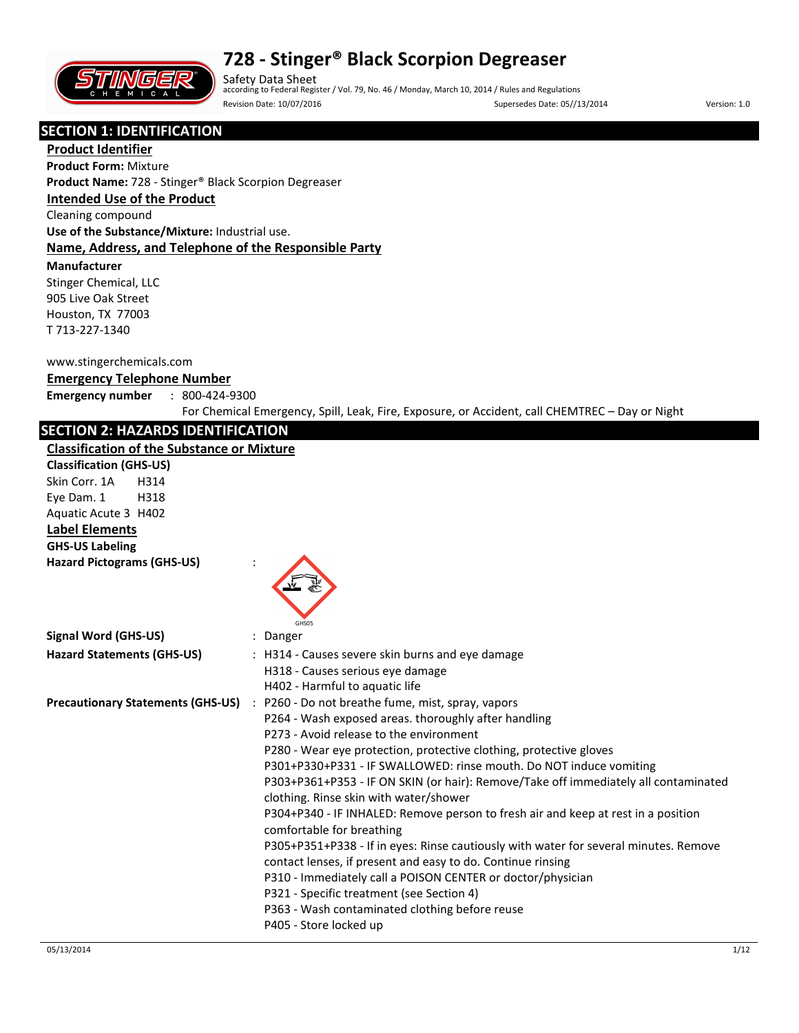# 728 - Stinger® Black Scorpion Degreaser

Safety Data Sheet
according to Federal Register / Vol. 79, No. 46 / Monday, March 10, 2014 / Rules and Regulations

Revision Date: 10/07/2016 Supersedes Date: 05//13/2014 Version: 1.0

## SECTION 1: IDENTIFICATION

### Product Identifier

**Product Form:** Mixture

**Product Name:** 728 - Stinger® Black Scorpion Degreaser

### Intended Use of the Product

Cleaning compound

**Use of the Substance/Mixture:** Industrial use.

### Name, Address, and Telephone of the Responsible Party

**Manufacturer**

Stinger Chemical, LLC
905 Live Oak Street
Houston, TX 77003
T 713-227-1340

www.stingerchemicals.com

### Emergency Telephone Number

**Emergency number** : 800-424-9300
For Chemical Emergency, Spill, Leak, Fire, Exposure, or Accident, call CHEMTREC – Day or Night

## SECTION 2: HAZARDS IDENTIFICATION

### Classification of the Substance or Mixture

**Classification (GHS-US)**

Skin Corr. 1A H314
Eye Dam. 1 H318
Aquatic Acute 3 H402

### Label Elements

**GHS-US Labeling**

**Hazard Pictograms (GHS-US)** :

GHS05

**Signal Word (GHS-US)** : Danger

**Hazard Statements (GHS-US)** : H314 - Causes severe skin burns and eye damage
H318 - Causes serious eye damage
H402 - Harmful to aquatic life

**Precautionary Statements (GHS-US)** : P260 - Do not breathe fume, mist, spray, vapors
P264 - Wash exposed areas. thoroughly after handling
P273 - Avoid release to the environment
P280 - Wear eye protection, protective clothing, protective gloves
P301+P330+P331 - IF SWALLOWED: rinse mouth. Do NOT induce vomiting
P303+P361+P353 - IF ON SKIN (or hair): Remove/Take off immediately all contaminated clothing. Rinse skin with water/shower
P304+P340 - IF INHALED: Remove person to fresh air and keep at rest in a position comfortable for breathing
P305+P351+P338 - If in eyes: Rinse cautiously with water for several minutes. Remove contact lenses, if present and easy to do. Continue rinsing
P310 - Immediately call a POISON CENTER or doctor/physician
P321 - Specific treatment (see Section 4)
P363 - Wash contaminated clothing before reuse
P405 - Store locked up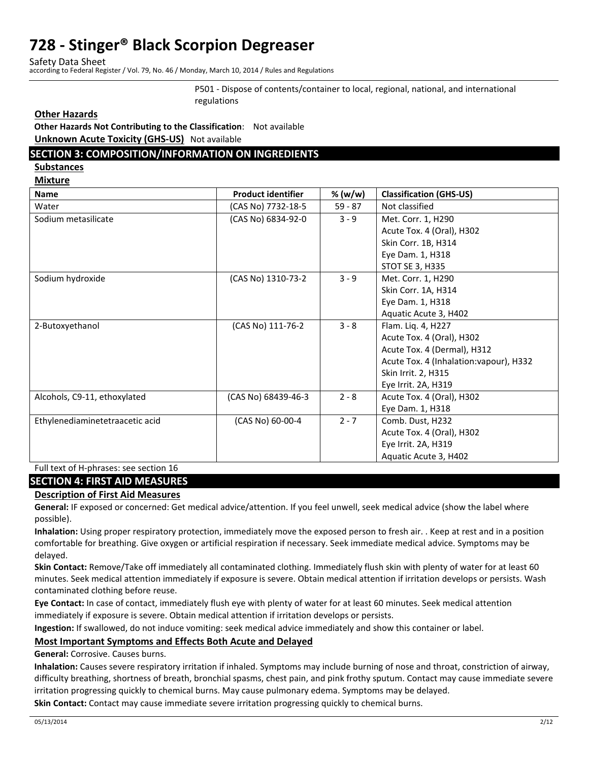P501 - Dispose of contents/container to local, regional, national, and international regulations

### Other Hazards

**Other Hazards Not Contributing to the Classification**: Not available

**Unknown Acute Toxicity (GHS-US)** Not available

## SECTION 3: COMPOSITION/INFORMATION ON INGREDIENTS

### Substances

### Mixture

| Name | Product identifier | % (w/w) | Classification (GHS-US) |
|---|---|---|---|
| Water | (CAS No) 7732-18-5 | 59 - 87 | Not classified |
| Sodium metasilicate | (CAS No) 6834-92-0 | 3 - 9 | Met. Corr. 1, H290<br>Acute Tox. 4 (Oral), H302<br>Skin Corr. 1B, H314<br>Eye Dam. 1, H318<br>STOT SE 3, H335 |
| Sodium hydroxide | (CAS No) 1310-73-2 | 3 - 9 | Met. Corr. 1, H290<br>Skin Corr. 1A, H314<br>Eye Dam. 1, H318<br>Aquatic Acute 3, H402 |
| 2-Butoxyethanol | (CAS No) 111-76-2 | 3 - 8 | Flam. Liq. 4, H227<br>Acute Tox. 4 (Oral), H302<br>Acute Tox. 4 (Dermal), H312<br>Acute Tox. 4 (Inhalation:vapour), H332<br>Skin Irrit. 2, H315<br>Eye Irrit. 2A, H319 |
| Alcohols, C9-11, ethoxylated | (CAS No) 68439-46-3 | 2 - 8 | Acute Tox. 4 (Oral), H302<br>Eye Dam. 1, H318 |
| Ethylenediaminetetraacetic acid | (CAS No) 60-00-4 | 2 - 7 | Comb. Dust, H232<br>Acute Tox. 4 (Oral), H302<br>Eye Irrit. 2A, H319<br>Aquatic Acute 3, H402 |

Full text of H-phrases: see section 16

## SECTION 4: FIRST AID MEASURES

### Description of First Aid Measures

**General:** IF exposed or concerned: Get medical advice/attention. If you feel unwell, seek medical advice (show the label where possible).

**Inhalation:** Using proper respiratory protection, immediately move the exposed person to fresh air. . Keep at rest and in a position comfortable for breathing. Give oxygen or artificial respiration if necessary. Seek immediate medical advice. Symptoms may be delayed.

**Skin Contact:** Remove/Take off immediately all contaminated clothing. Immediately flush skin with plenty of water for at least 60 minutes. Seek medical attention immediately if exposure is severe. Obtain medical attention if irritation develops or persists. Wash contaminated clothing before reuse.

**Eye Contact:** In case of contact, immediately flush eye with plenty of water for at least 60 minutes. Seek medical attention immediately if exposure is severe. Obtain medical attention if irritation develops or persists.

**Ingestion:** If swallowed, do not induce vomiting: seek medical advice immediately and show this container or label.

### Most Important Symptoms and Effects Both Acute and Delayed

**General:** Corrosive. Causes burns.

**Inhalation:** Causes severe respiratory irritation if inhaled. Symptoms may include burning of nose and throat, constriction of airway, difficulty breathing, shortness of breath, bronchial spasms, chest pain, and pink frothy sputum. Contact may cause immediate severe irritation progressing quickly to chemical burns. May cause pulmonary edema. Symptoms may be delayed.

**Skin Contact:** Contact may cause immediate severe irritation progressing quickly to chemical burns.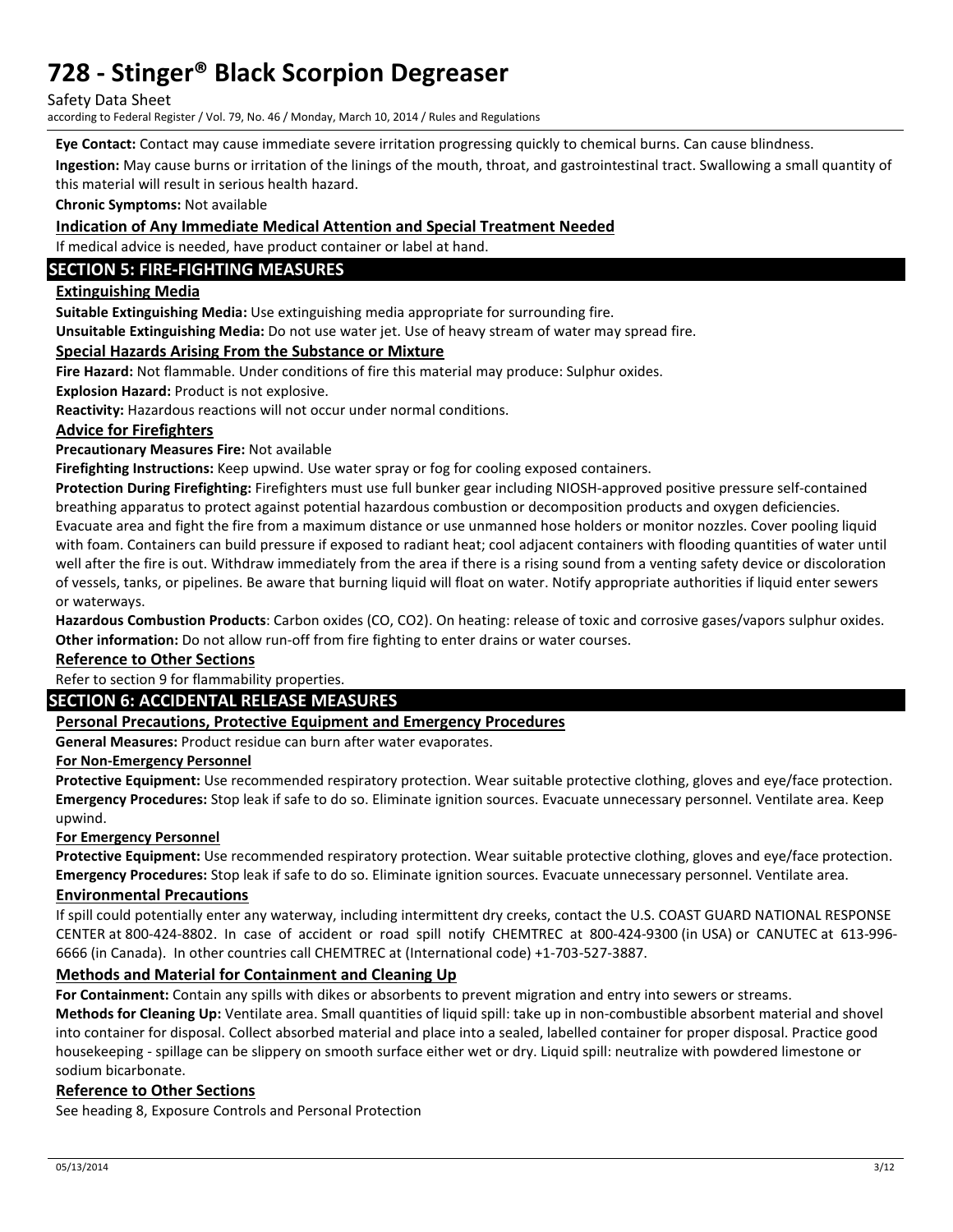**Eye Contact:** Contact may cause immediate severe irritation progressing quickly to chemical burns. Can cause blindness.

**Ingestion:** May cause burns or irritation of the linings of the mouth, throat, and gastrointestinal tract. Swallowing a small quantity of this material will result in serious health hazard.

**Chronic Symptoms:** Not available

### Indication of Any Immediate Medical Attention and Special Treatment Needed

If medical advice is needed, have product container or label at hand.

## SECTION 5: FIRE-FIGHTING MEASURES

### Extinguishing Media

**Suitable Extinguishing Media:** Use extinguishing media appropriate for surrounding fire.

**Unsuitable Extinguishing Media:** Do not use water jet. Use of heavy stream of water may spread fire.

### Special Hazards Arising From the Substance or Mixture

**Fire Hazard:** Not flammable. Under conditions of fire this material may produce: Sulphur oxides.

**Explosion Hazard:** Product is not explosive.

**Reactivity:** Hazardous reactions will not occur under normal conditions.

### Advice for Firefighters

**Precautionary Measures Fire:** Not available

**Firefighting Instructions:** Keep upwind. Use water spray or fog for cooling exposed containers.

**Protection During Firefighting:** Firefighters must use full bunker gear including NIOSH-approved positive pressure self-contained breathing apparatus to protect against potential hazardous combustion or decomposition products and oxygen deficiencies. Evacuate area and fight the fire from a maximum distance or use unmanned hose holders or monitor nozzles. Cover pooling liquid with foam. Containers can build pressure if exposed to radiant heat; cool adjacent containers with flooding quantities of water until well after the fire is out. Withdraw immediately from the area if there is a rising sound from a venting safety device or discoloration of vessels, tanks, or pipelines. Be aware that burning liquid will float on water. Notify appropriate authorities if liquid enter sewers or waterways.

**Hazardous Combustion Products**: Carbon oxides (CO, $CO_2$). On heating: release of toxic and corrosive gases/vapors sulphur oxides.

**Other information:** Do not allow run-off from fire fighting to enter drains or water courses.

### Reference to Other Sections

Refer to section 9 for flammability properties.

## SECTION 6: ACCIDENTAL RELEASE MEASURES

### Personal Precautions, Protective Equipment and Emergency Procedures

**General Measures:** Product residue can burn after water evaporates.

#### For Non-Emergency Personnel

**Protective Equipment:** Use recommended respiratory protection. Wear suitable protective clothing, gloves and eye/face protection.

**Emergency Procedures:** Stop leak if safe to do so. Eliminate ignition sources. Evacuate unnecessary personnel. Ventilate area. Keep upwind.

#### For Emergency Personnel

**Protective Equipment:** Use recommended respiratory protection. Wear suitable protective clothing, gloves and eye/face protection.

**Emergency Procedures:** Stop leak if safe to do so. Eliminate ignition sources. Evacuate unnecessary personnel. Ventilate area.

### Environmental Precautions

If spill could potentially enter any waterway, including intermittent dry creeks, contact the U.S. COAST GUARD NATIONAL RESPONSE CENTER at 800-424-8802. In case of accident or road spill notify CHEMTREC at 800-424-9300 (in USA) or CANUTEC at 613-996-6666 (in Canada). In other countries call CHEMTREC at (International code) +1-703-527-3887.

### Methods and Material for Containment and Cleaning Up

**For Containment:** Contain any spills with dikes or absorbents to prevent migration and entry into sewers or streams.

**Methods for Cleaning Up:** Ventilate area. Small quantities of liquid spill: take up in non-combustible absorbent material and shovel into container for disposal. Collect absorbed material and place into a sealed, labelled container for proper disposal. Practice good housekeeping - spillage can be slippery on smooth surface either wet or dry. Liquid spill: neutralize with powdered limestone or sodium bicarbonate.

### Reference to Other Sections

See heading 8, Exposure Controls and Personal Protection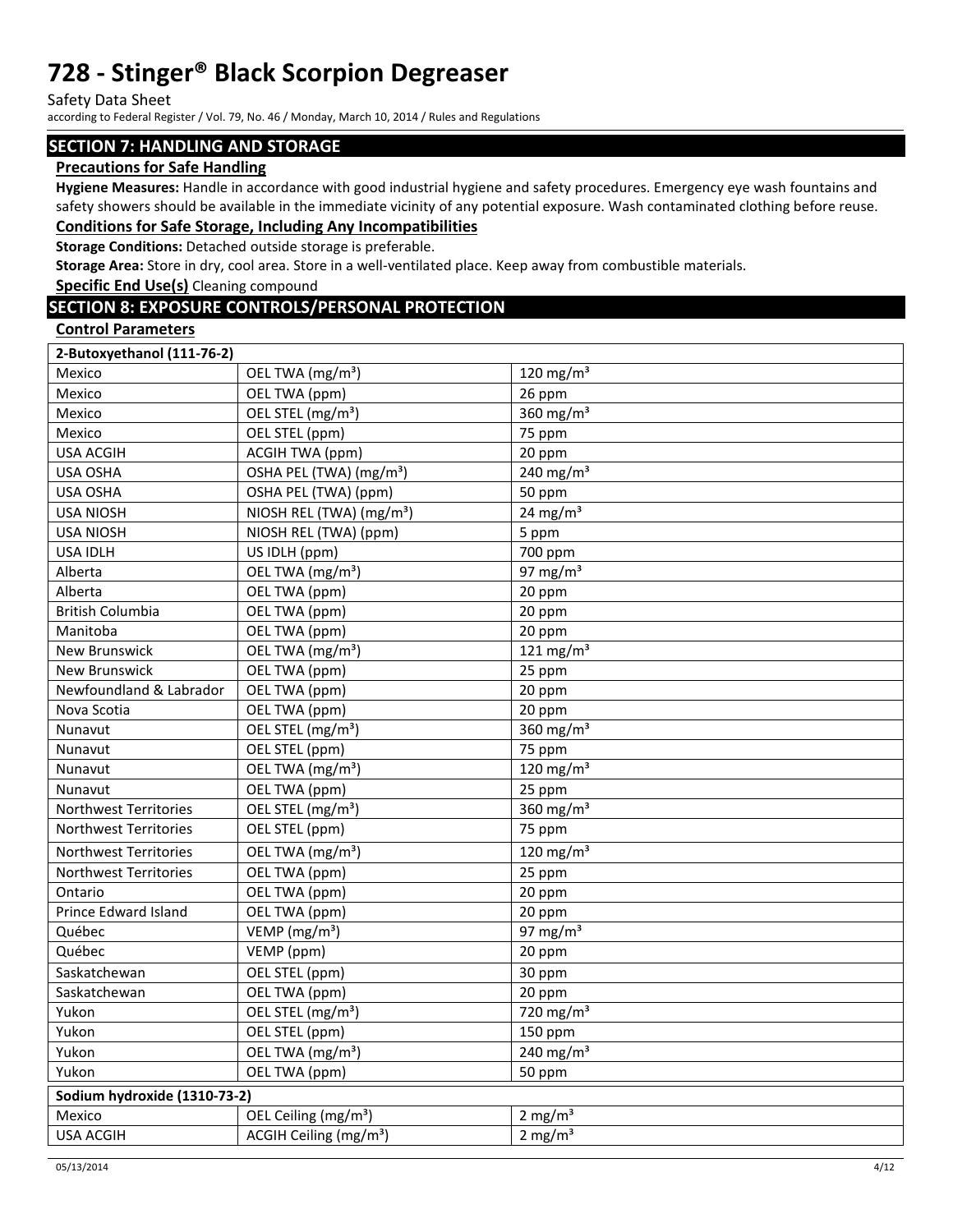## SECTION 7: HANDLING AND STORAGE

### Precautions for Safe Handling

**Hygiene Measures:** Handle in accordance with good industrial hygiene and safety procedures. Emergency eye wash fountains and safety showers should be available in the immediate vicinity of any potential exposure. Wash contaminated clothing before reuse.

### Conditions for Safe Storage, Including Any Incompatibilities

**Storage Conditions:** Detached outside storage is preferable.

**Storage Area:** Store in dry, cool area. Store in a well-ventilated place. Keep away from combustible materials.

**Specific End Use(s)** Cleaning compound

## SECTION 8: EXPOSURE CONTROLS/PERSONAL PROTECTION

### Control Parameters

| 2-Butoxyethanol (111-76-2) | | |
|---|---|---|
| Mexico | OEL TWA (mg/m³) | 120 mg/m³ |
| Mexico | OEL TWA (ppm) | 26 ppm |
| Mexico | OEL STEL (mg/m³) | 360 mg/m³ |
| Mexico | OEL STEL (ppm) | 75 ppm |
| USA ACGIH | ACGIH TWA (ppm) | 20 ppm |
| USA OSHA | OSHA PEL (TWA) (mg/m³) | 240 mg/m³ |
| USA OSHA | OSHA PEL (TWA) (ppm) | 50 ppm |
| USA NIOSH | NIOSH REL (TWA) (mg/m³) | 24 mg/m³ |
| USA NIOSH | NIOSH REL (TWA) (ppm) | 5 ppm |
| USA IDLH | US IDLH (ppm) | 700 ppm |
| Alberta | OEL TWA (mg/m³) | 97 mg/m³ |
| Alberta | OEL TWA (ppm) | 20 ppm |
| British Columbia | OEL TWA (ppm) | 20 ppm |
| Manitoba | OEL TWA (ppm) | 20 ppm |
| New Brunswick | OEL TWA (mg/m³) | 121 mg/m³ |
| New Brunswick | OEL TWA (ppm) | 25 ppm |
| Newfoundland & Labrador | OEL TWA (ppm) | 20 ppm |
| Nova Scotia | OEL TWA (ppm) | 20 ppm |
| Nunavut | OEL STEL (mg/m³) | 360 mg/m³ |
| Nunavut | OEL STEL (ppm) | 75 ppm |
| Nunavut | OEL TWA (mg/m³) | 120 mg/m³ |
| Nunavut | OEL TWA (ppm) | 25 ppm |
| Northwest Territories | OEL STEL (mg/m³) | 360 mg/m³ |
| Northwest Territories | OEL STEL (ppm) | 75 ppm |
| Northwest Territories | OEL TWA (mg/m³) | 120 mg/m³ |
| Northwest Territories | OEL TWA (ppm) | 25 ppm |
| Ontario | OEL TWA (ppm) | 20 ppm |
| Prince Edward Island | OEL TWA (ppm) | 20 ppm |
| Québec | VEMP (mg/m³) | 97 mg/m³ |
| Québec | VEMP (ppm) | 20 ppm |
| Saskatchewan | OEL STEL (ppm) | 30 ppm |
| Saskatchewan | OEL TWA (ppm) | 20 ppm |
| Yukon | OEL STEL (mg/m³) | 720 mg/m³ |
| Yukon | OEL STEL (ppm) | 150 ppm |
| Yukon | OEL TWA (mg/m³) | 240 mg/m³ |
| Yukon | OEL TWA (ppm) | 50 ppm |

| Sodium hydroxide (1310-73-2) | | |
|---|---|---|
| Mexico | OEL Ceiling (mg/m³) | 2 mg/m³ |
| USA ACGIH | ACGIH Ceiling (mg/m³) | 2 mg/m³ |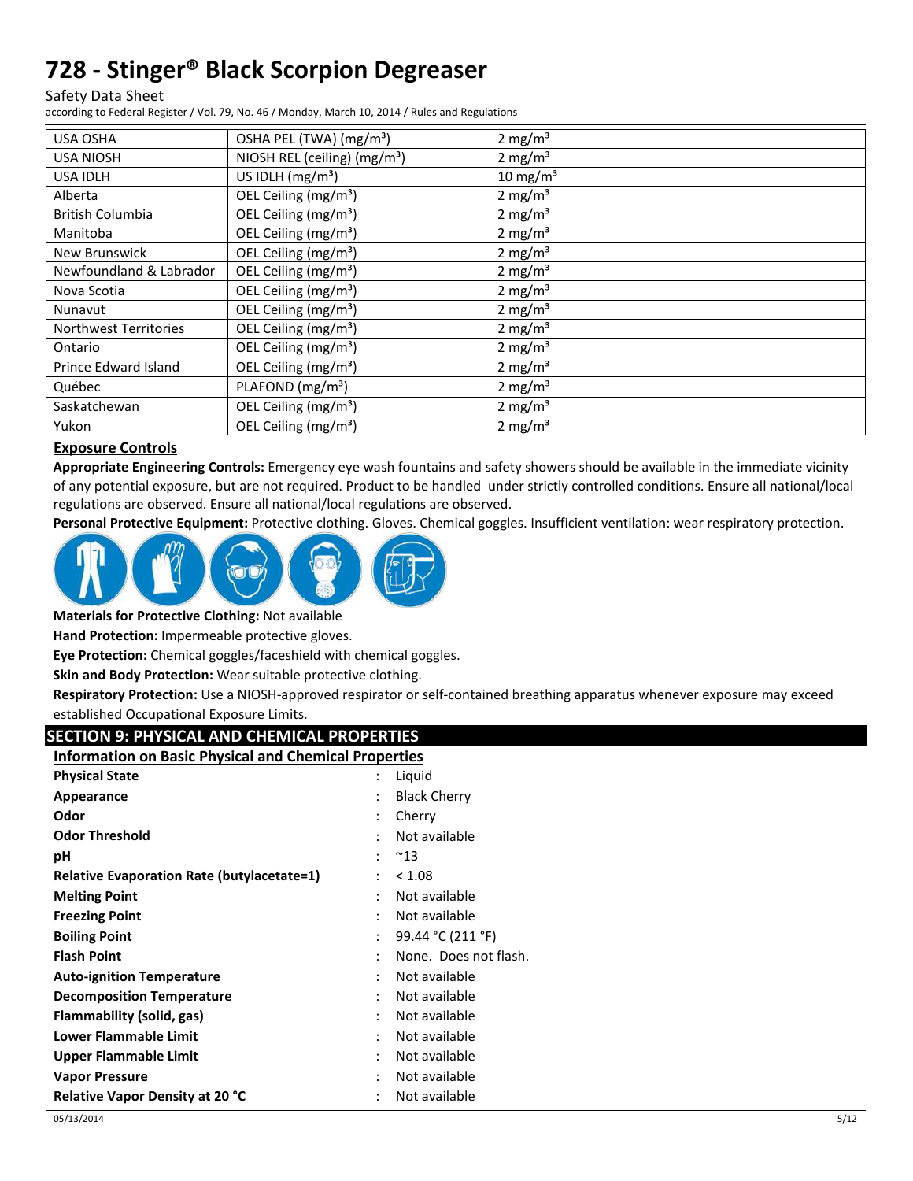| | | |
|---|---|---|
| USA OSHA | OSHA PEL (TWA) (mg/m³) | 2 mg/m³ |
| USA NIOSH | NIOSH REL (ceiling) (mg/m³) | 2 mg/m³ |
| USA IDLH | US IDLH (mg/m³) | 10 mg/m³ |
| Alberta | OEL Ceiling (mg/m³) | 2 mg/m³ |
| British Columbia | OEL Ceiling (mg/m³) | 2 mg/m³ |
| Manitoba | OEL Ceiling (mg/m³) | 2 mg/m³ |
| New Brunswick | OEL Ceiling (mg/m³) | 2 mg/m³ |
| Newfoundland & Labrador | OEL Ceiling (mg/m³) | 2 mg/m³ |
| Nova Scotia | OEL Ceiling (mg/m³) | 2 mg/m³ |
| Nunavut | OEL Ceiling (mg/m³) | 2 mg/m³ |
| Northwest Territories | OEL Ceiling (mg/m³) | 2 mg/m³ |
| Ontario | OEL Ceiling (mg/m³) | 2 mg/m³ |
| Prince Edward Island | OEL Ceiling (mg/m³) | 2 mg/m³ |
| Québec | PLAFOND (mg/m³) | 2 mg/m³ |
| Saskatchewan | OEL Ceiling (mg/m³) | 2 mg/m³ |
| Yukon | OEL Ceiling (mg/m³) | 2 mg/m³ |

### Exposure Controls

**Appropriate Engineering Controls:** Emergency eye wash fountains and safety showers should be available in the immediate vicinity of any potential exposure, but are not required. Product to be handled under strictly controlled conditions. Ensure all national/local regulations are observed. Ensure all national/local regulations are observed.

**Personal Protective Equipment:** Protective clothing. Gloves. Chemical goggles. Insufficient ventilation: wear respiratory protection.

**Materials for Protective Clothing:** Not available

**Hand Protection:** Impermeable protective gloves.

**Eye Protection:** Chemical goggles/faceshield with chemical goggles.

**Skin and Body Protection:** Wear suitable protective clothing.

**Respiratory Protection:** Use a NIOSH-approved respirator or self-contained breathing apparatus whenever exposure may exceed established Occupational Exposure Limits.

## SECTION 9: PHYSICAL AND CHEMICAL PROPERTIES

### Information on Basic Physical and Chemical Properties

| | | |
|---|---|---|
| **Physical State** | : | Liquid |
| **Appearance** | : | Black Cherry |
| **Odor** | : | Cherry |
| **Odor Threshold** | : | Not available |
| **pH** | : | ~13 |
| **Relative Evaporation Rate (butylacetate=1)** | : | < 1.08 |
| **Melting Point** | : | Not available |
| **Freezing Point** | : | Not available |
| **Boiling Point** | : | 99.44 °C (211 °F) |
| **Flash Point** | : | None. Does not flash. |
| **Auto-ignition Temperature** | : | Not available |
| **Decomposition Temperature** | : | Not available |
| **Flammability (solid, gas)** | : | Not available |
| **Lower Flammable Limit** | : | Not available |
| **Upper Flammable Limit** | : | Not available |
| **Vapor Pressure** | : | Not available |
| **Relative Vapor Density at 20 °C** | : | Not available |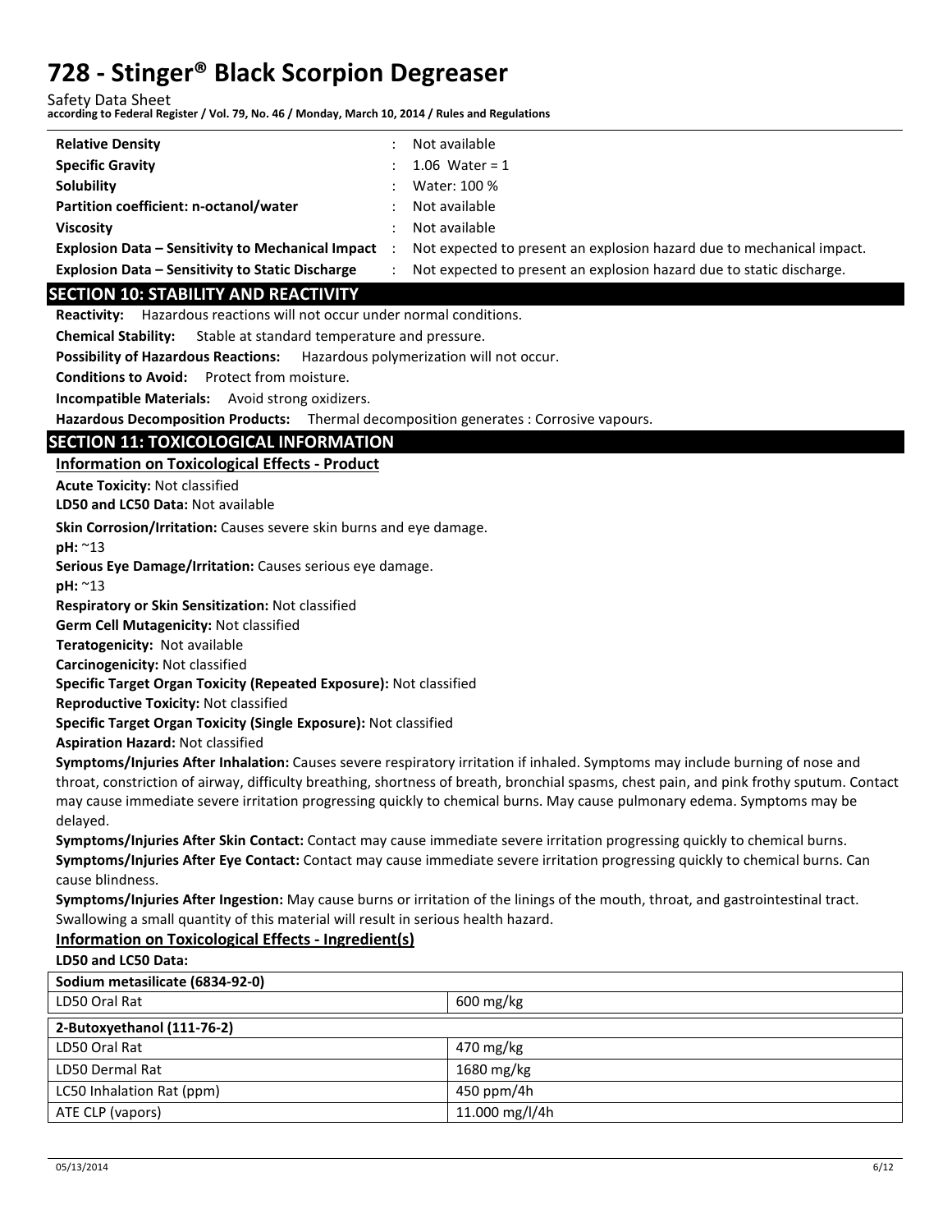| | | |
|---|---|---|
| **Relative Density** | : | Not available |
| **Specific Gravity** | : | 1.06 Water = 1 |
| **Solubility** | : | Water: 100 % |
| **Partition coefficient: n-octanol/water** | : | Not available |
| **Viscosity** | : | Not available |
| **Explosion Data – Sensitivity to Mechanical Impact** | : | Not expected to present an explosion hazard due to mechanical impact. |
| **Explosion Data – Sensitivity to Static Discharge** | : | Not expected to present an explosion hazard due to static discharge. |

## SECTION 10: STABILITY AND REACTIVITY

**Reactivity:** Hazardous reactions will not occur under normal conditions.

**Chemical Stability:** Stable at standard temperature and pressure.

**Possibility of Hazardous Reactions:** Hazardous polymerization will not occur.

**Conditions to Avoid:** Protect from moisture.

**Incompatible Materials:** Avoid strong oxidizers.

**Hazardous Decomposition Products:** Thermal decomposition generates : Corrosive vapours.

## SECTION 11: TOXICOLOGICAL INFORMATION

### Information on Toxicological Effects - Product

**Acute Toxicity:** Not classified

**LD50 and LC50 Data:** Not available

**Skin Corrosion/Irritation:** Causes severe skin burns and eye damage.

**pH:** ~13

**Serious Eye Damage/Irritation:** Causes serious eye damage.

**pH:** ~13

**Respiratory or Skin Sensitization:** Not classified

**Germ Cell Mutagenicity:** Not classified

**Teratogenicity:** Not available

**Carcinogenicity:** Not classified

**Specific Target Organ Toxicity (Repeated Exposure):** Not classified

**Reproductive Toxicity:** Not classified

**Specific Target Organ Toxicity (Single Exposure):** Not classified

**Aspiration Hazard:** Not classified

**Symptoms/Injuries After Inhalation:** Causes severe respiratory irritation if inhaled. Symptoms may include burning of nose and throat, constriction of airway, difficulty breathing, shortness of breath, bronchial spasms, chest pain, and pink frothy sputum. Contact may cause immediate severe irritation progressing quickly to chemical burns. May cause pulmonary edema. Symptoms may be delayed.

**Symptoms/Injuries After Skin Contact:** Contact may cause immediate severe irritation progressing quickly to chemical burns.

**Symptoms/Injuries After Eye Contact:** Contact may cause immediate severe irritation progressing quickly to chemical burns. Can cause blindness.

**Symptoms/Injuries After Ingestion:** May cause burns or irritation of the linings of the mouth, throat, and gastrointestinal tract. Swallowing a small quantity of this material will result in serious health hazard.

### Information on Toxicological Effects - Ingredient(s)

**LD50 and LC50 Data:**

| **Sodium metasilicate (6834-92-0)** | |
|---|---|
| LD50 Oral Rat | 600 mg/kg |

| **2-Butoxyethanol (111-76-2)** | |
|---|---|
| LD50 Oral Rat | 470 mg/kg |
| LD50 Dermal Rat | 1680 mg/kg |
| LC50 Inhalation Rat (ppm) | 450 ppm/4h |
| ATE CLP (vapors) | 11.000 mg/l/4h |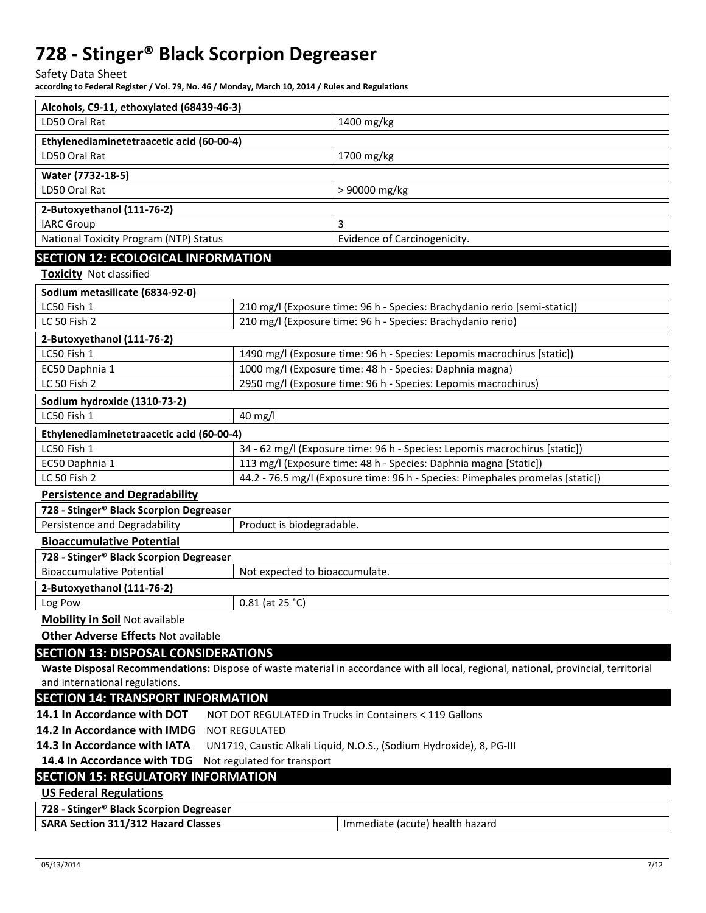| Alcohols, C9-11, ethoxylated (68439-46-3) | |
|---|---|
| LD50 Oral Rat | 1400 mg/kg |

| Ethylenediaminetetraacetic acid (60-00-4) | |
|---|---|
| LD50 Oral Rat | 1700 mg/kg |

| Water (7732-18-5) | |
|---|---|
| LD50 Oral Rat | > 90000 mg/kg |

| 2-Butoxyethanol (111-76-2) | |
|---|---|
| IARC Group | 3 |
| National Toxicity Program (NTP) Status | Evidence of Carcinogenicity. |

## SECTION 12: ECOLOGICAL INFORMATION

**Toxicity** Not classified

| Sodium metasilicate (6834-92-0) | |
|---|---|
| LC50 Fish 1 | 210 mg/l (Exposure time: 96 h - Species: Brachydanio rerio [semi-static]) |
| LC 50 Fish 2 | 210 mg/l (Exposure time: 96 h - Species: Brachydanio rerio) |

| 2-Butoxyethanol (111-76-2) | |
|---|---|
| LC50 Fish 1 | 1490 mg/l (Exposure time: 96 h - Species: Lepomis macrochirus [static]) |
| EC50 Daphnia 1 | 1000 mg/l (Exposure time: 48 h - Species: Daphnia magna) |
| LC 50 Fish 2 | 2950 mg/l (Exposure time: 96 h - Species: Lepomis macrochirus) |

| Sodium hydroxide (1310-73-2) | |
|---|---|
| LC50 Fish 1 | 40 mg/l |

| Ethylenediaminetetraacetic acid (60-00-4) | |
|---|---|
| LC50 Fish 1 | 34 - 62 mg/l (Exposure time: 96 h - Species: Lepomis macrochirus [static]) |
| EC50 Daphnia 1 | 113 mg/l (Exposure time: 48 h - Species: Daphnia magna [Static]) |
| LC 50 Fish 2 | 44.2 - 76.5 mg/l (Exposure time: 96 h - Species: Pimephales promelas [static]) |

**Persistence and Degradability**

| 728 - Stinger® Black Scorpion Degreaser | |
|---|---|
| Persistence and Degradability | Product is biodegradable. |

**Bioaccumulative Potential**

| 728 - Stinger® Black Scorpion Degreaser | |
|---|---|
| Bioaccumulative Potential | Not expected to bioaccumulate. |

| 2-Butoxyethanol (111-76-2) | |
|---|---|
| Log Pow | 0.81 (at 25 °C) |

**Mobility in Soil** Not available

**Other Adverse Effects** Not available

## SECTION 13: DISPOSAL CONSIDERATIONS

**Waste Disposal Recommendations:** Dispose of waste material in accordance with all local, regional, national, provincial, territorial and international regulations.

## SECTION 14: TRANSPORT INFORMATION

**14.1 In Accordance with DOT** NOT DOT REGULATED in Trucks in Containers < 119 Gallons

**14.2 In Accordance with IMDG** NOT REGULATED

**14.3 In Accordance with IATA** UN1719, Caustic Alkali Liquid, N.O.S., (Sodium Hydroxide), 8, PG-III

**14.4 In Accordance with TDG** Not regulated for transport

## SECTION 15: REGULATORY INFORMATION

**US Federal Regulations**

| 728 - Stinger® Black Scorpion Degreaser | |
|---|---|
| **SARA Section 311/312 Hazard Classes** | Immediate (acute) health hazard |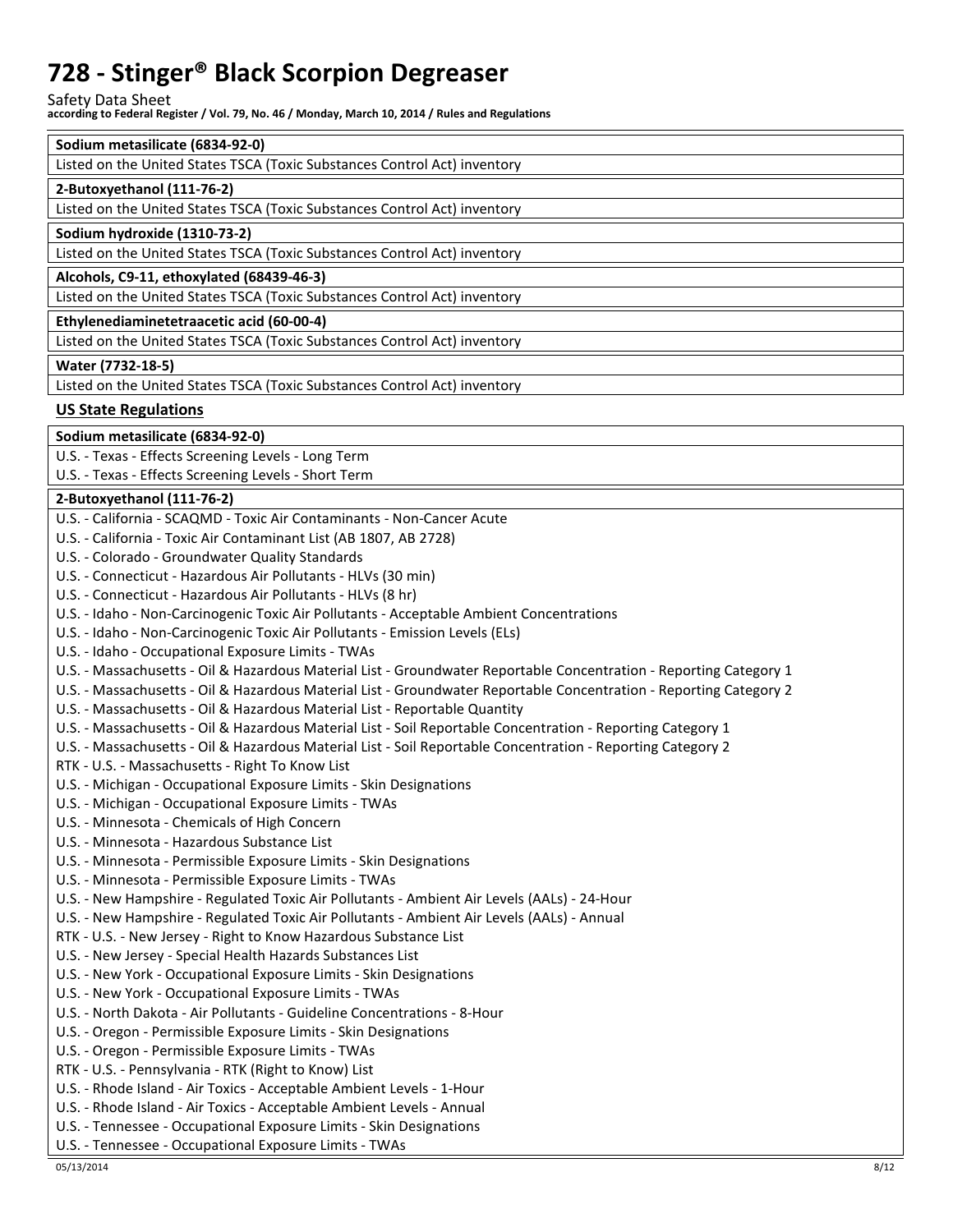| Sodium metasilicate (6834-92-0) |
| --- |
| Listed on the United States TSCA (Toxic Substances Control Act) inventory |

| 2-Butoxyethanol (111-76-2) |
| --- |
| Listed on the United States TSCA (Toxic Substances Control Act) inventory |

| Sodium hydroxide (1310-73-2) |
| --- |
| Listed on the United States TSCA (Toxic Substances Control Act) inventory |

| Alcohols, C9-11, ethoxylated (68439-46-3) |
| --- |
| Listed on the United States TSCA (Toxic Substances Control Act) inventory |

| Ethylenediaminetetraacetic acid (60-00-4) |
| --- |
| Listed on the United States TSCA (Toxic Substances Control Act) inventory |

| Water (7732-18-5) |
| --- |
| Listed on the United States TSCA (Toxic Substances Control Act) inventory |

## US State Regulations

| Sodium metasilicate (6834-92-0) |
| --- |
| U.S. - Texas - Effects Screening Levels - Long Term<br>U.S. - Texas - Effects Screening Levels - Short Term |

| 2-Butoxyethanol (111-76-2) |
| --- |
| U.S. - California - SCAQMD - Toxic Air Contaminants - Non-Cancer Acute<br>U.S. - California - Toxic Air Contaminant List (AB 1807, AB 2728)<br>U.S. - Colorado - Groundwater Quality Standards<br>U.S. - Connecticut - Hazardous Air Pollutants - HLVs (30 min)<br>U.S. - Connecticut - Hazardous Air Pollutants - HLVs (8 hr)<br>U.S. - Idaho - Non-Carcinogenic Toxic Air Pollutants - Acceptable Ambient Concentrations<br>U.S. - Idaho - Non-Carcinogenic Toxic Air Pollutants - Emission Levels (ELs)<br>U.S. - Idaho - Occupational Exposure Limits - TWAs<br>U.S. - Massachusetts - Oil & Hazardous Material List - Groundwater Reportable Concentration - Reporting Category 1<br>U.S. - Massachusetts - Oil & Hazardous Material List - Groundwater Reportable Concentration - Reporting Category 2<br>U.S. - Massachusetts - Oil & Hazardous Material List - Reportable Quantity<br>U.S. - Massachusetts - Oil & Hazardous Material List - Soil Reportable Concentration - Reporting Category 1<br>U.S. - Massachusetts - Oil & Hazardous Material List - Soil Reportable Concentration - Reporting Category 2<br>RTK - U.S. - Massachusetts - Right To Know List<br>U.S. - Michigan - Occupational Exposure Limits - Skin Designations<br>U.S. - Michigan - Occupational Exposure Limits - TWAs<br>U.S. - Minnesota - Chemicals of High Concern<br>U.S. - Minnesota - Hazardous Substance List<br>U.S. - Minnesota - Permissible Exposure Limits - Skin Designations<br>U.S. - Minnesota - Permissible Exposure Limits - TWAs<br>U.S. - New Hampshire - Regulated Toxic Air Pollutants - Ambient Air Levels (AALs) - 24-Hour<br>U.S. - New Hampshire - Regulated Toxic Air Pollutants - Ambient Air Levels (AALs) - Annual<br>RTK - U.S. - New Jersey - Right to Know Hazardous Substance List<br>U.S. - New Jersey - Special Health Hazards Substances List<br>U.S. - New York - Occupational Exposure Limits - Skin Designations<br>U.S. - New York - Occupational Exposure Limits - TWAs<br>U.S. - North Dakota - Air Pollutants - Guideline Concentrations - 8-Hour<br>U.S. - Oregon - Permissible Exposure Limits - Skin Designations<br>U.S. - Oregon - Permissible Exposure Limits - TWAs<br>RTK - U.S. - Pennsylvania - RTK (Right to Know) List<br>U.S. - Rhode Island - Air Toxics - Acceptable Ambient Levels - 1-Hour<br>U.S. - Rhode Island - Air Toxics - Acceptable Ambient Levels - Annual<br>U.S. - Tennessee - Occupational Exposure Limits - Skin Designations<br>U.S. - Tennessee - Occupational Exposure Limits - TWAs |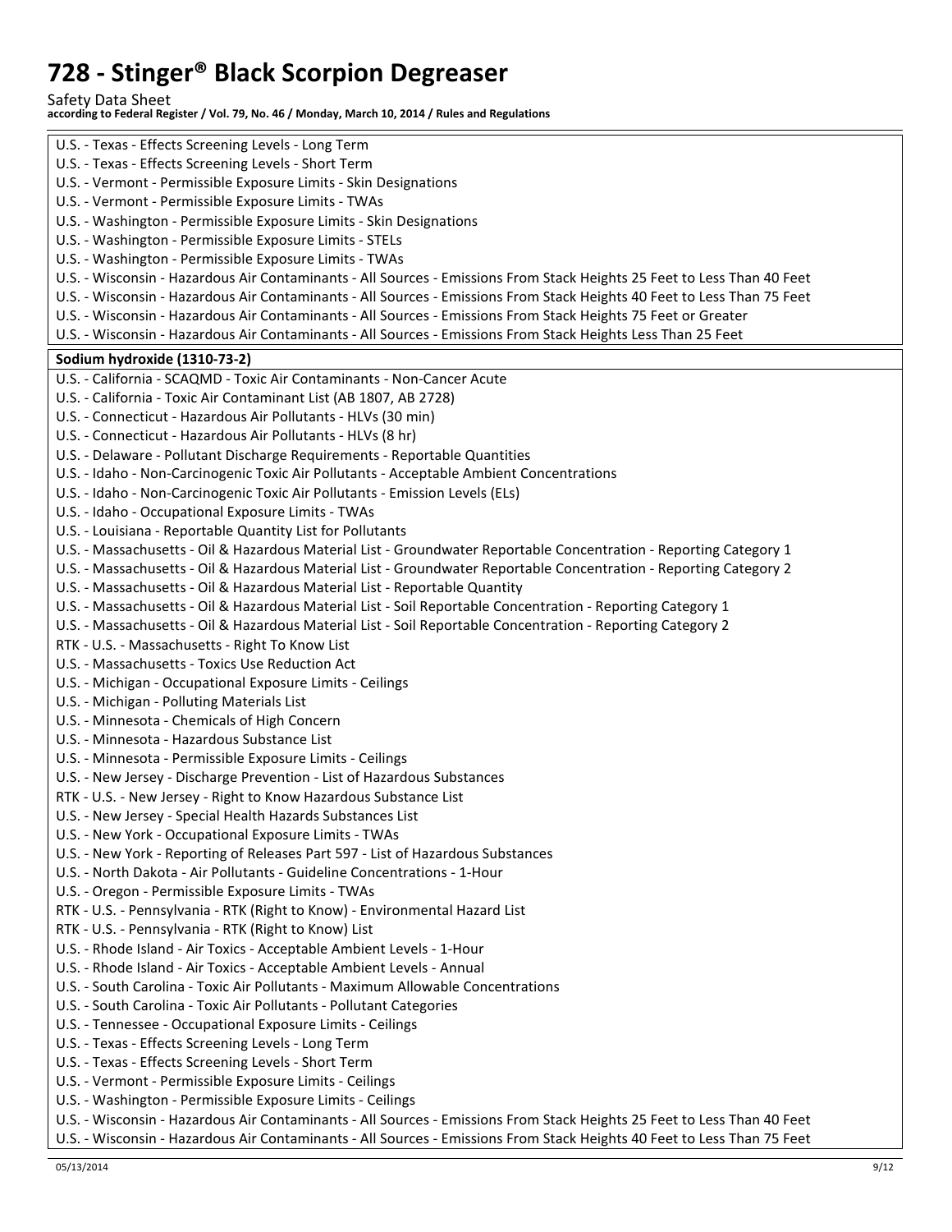| |
|---|
| U.S. - Texas - Effects Screening Levels - Long Term |
| U.S. - Texas - Effects Screening Levels - Short Term |
| U.S. - Vermont - Permissible Exposure Limits - Skin Designations |
| U.S. - Vermont - Permissible Exposure Limits - TWAs |
| U.S. - Washington - Permissible Exposure Limits - Skin Designations |
| U.S. - Washington - Permissible Exposure Limits - STELs |
| U.S. - Washington - Permissible Exposure Limits - TWAs |
| U.S. - Wisconsin - Hazardous Air Contaminants - All Sources - Emissions From Stack Heights 25 Feet to Less Than 40 Feet |
| U.S. - Wisconsin - Hazardous Air Contaminants - All Sources - Emissions From Stack Heights 40 Feet to Less Than 75 Feet |
| U.S. - Wisconsin - Hazardous Air Contaminants - All Sources - Emissions From Stack Heights 75 Feet or Greater |
| U.S. - Wisconsin - Hazardous Air Contaminants - All Sources - Emissions From Stack Heights Less Than 25 Feet |

| **Sodium hydroxide (1310-73-2)** |
|---|
| U.S. - California - SCAQMD - Toxic Air Contaminants - Non-Cancer Acute |
| U.S. - California - Toxic Air Contaminant List (AB 1807, AB 2728) |
| U.S. - Connecticut - Hazardous Air Pollutants - HLVs (30 min) |
| U.S. - Connecticut - Hazardous Air Pollutants - HLVs (8 hr) |
| U.S. - Delaware - Pollutant Discharge Requirements - Reportable Quantities |
| U.S. - Idaho - Non-Carcinogenic Toxic Air Pollutants - Acceptable Ambient Concentrations |
| U.S. - Idaho - Non-Carcinogenic Toxic Air Pollutants - Emission Levels (ELs) |
| U.S. - Idaho - Occupational Exposure Limits - TWAs |
| U.S. - Louisiana - Reportable Quantity List for Pollutants |
| U.S. - Massachusetts - Oil & Hazardous Material List - Groundwater Reportable Concentration - Reporting Category 1 |
| U.S. - Massachusetts - Oil & Hazardous Material List - Groundwater Reportable Concentration - Reporting Category 2 |
| U.S. - Massachusetts - Oil & Hazardous Material List - Reportable Quantity |
| U.S. - Massachusetts - Oil & Hazardous Material List - Soil Reportable Concentration - Reporting Category 1 |
| U.S. - Massachusetts - Oil & Hazardous Material List - Soil Reportable Concentration - Reporting Category 2 |
| RTK - U.S. - Massachusetts - Right To Know List |
| U.S. - Massachusetts - Toxics Use Reduction Act |
| U.S. - Michigan - Occupational Exposure Limits - Ceilings |
| U.S. - Michigan - Polluting Materials List |
| U.S. - Minnesota - Chemicals of High Concern |
| U.S. - Minnesota - Hazardous Substance List |
| U.S. - Minnesota - Permissible Exposure Limits - Ceilings |
| U.S. - New Jersey - Discharge Prevention - List of Hazardous Substances |
| RTK - U.S. - New Jersey - Right to Know Hazardous Substance List |
| U.S. - New Jersey - Special Health Hazards Substances List |
| U.S. - New York - Occupational Exposure Limits - TWAs |
| U.S. - New York - Reporting of Releases Part 597 - List of Hazardous Substances |
| U.S. - North Dakota - Air Pollutants - Guideline Concentrations - 1-Hour |
| U.S. - Oregon - Permissible Exposure Limits - TWAs |
| RTK - U.S. - Pennsylvania - RTK (Right to Know) - Environmental Hazard List |
| RTK - U.S. - Pennsylvania - RTK (Right to Know) List |
| U.S. - Rhode Island - Air Toxics - Acceptable Ambient Levels - 1-Hour |
| U.S. - Rhode Island - Air Toxics - Acceptable Ambient Levels - Annual |
| U.S. - South Carolina - Toxic Air Pollutants - Maximum Allowable Concentrations |
| U.S. - South Carolina - Toxic Air Pollutants - Pollutant Categories |
| U.S. - Tennessee - Occupational Exposure Limits - Ceilings |
| U.S. - Texas - Effects Screening Levels - Long Term |
| U.S. - Texas - Effects Screening Levels - Short Term |
| U.S. - Vermont - Permissible Exposure Limits - Ceilings |
| U.S. - Washington - Permissible Exposure Limits - Ceilings |
| U.S. - Wisconsin - Hazardous Air Contaminants - All Sources - Emissions From Stack Heights 25 Feet to Less Than 40 Feet |
| U.S. - Wisconsin - Hazardous Air Contaminants - All Sources - Emissions From Stack Heights 40 Feet to Less Than 75 Feet |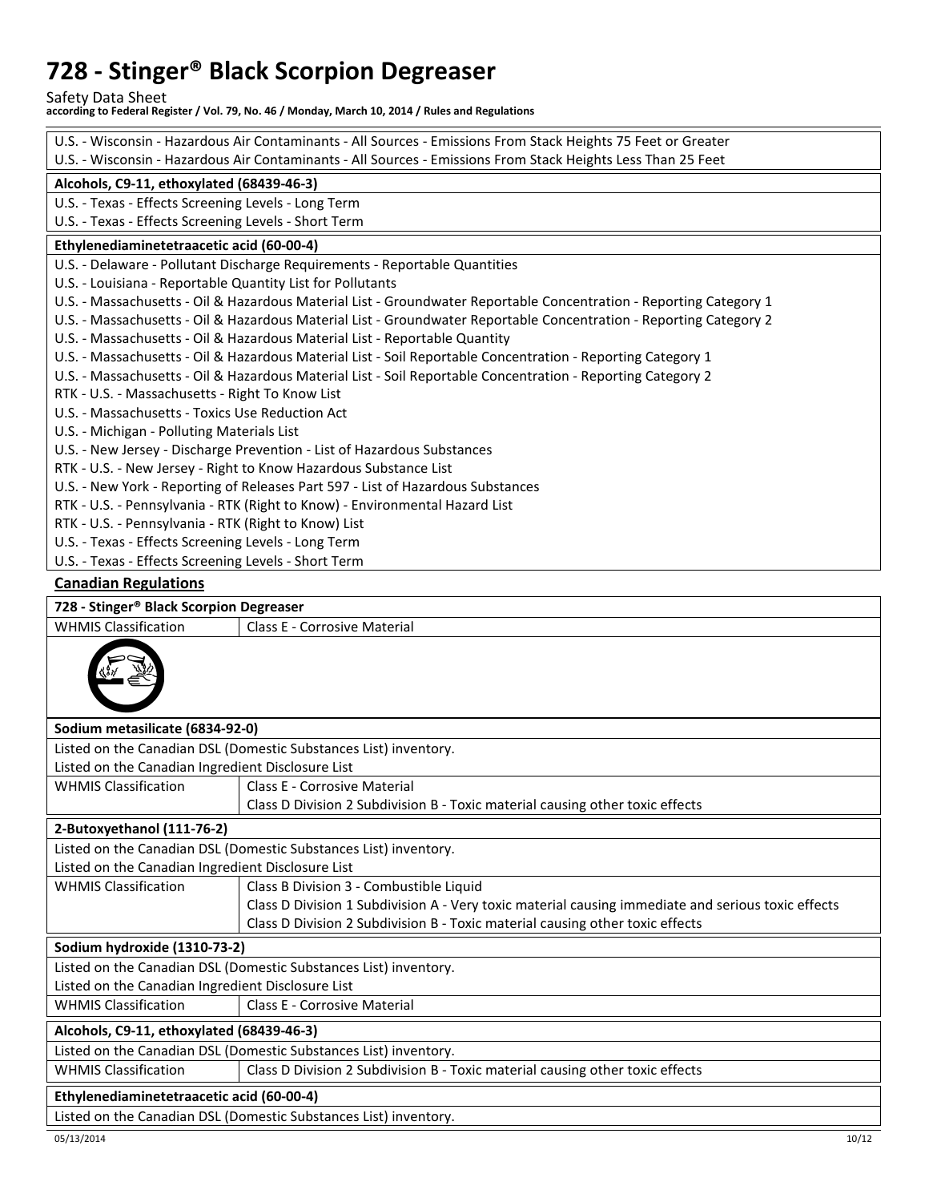U.S. - Wisconsin - Hazardous Air Contaminants - All Sources - Emissions From Stack Heights 75 Feet or Greater
U.S. - Wisconsin - Hazardous Air Contaminants - All Sources - Emissions From Stack Heights Less Than 25 Feet

**Alcohols, C9-11, ethoxylated (68439-46-3)**

U.S. - Texas - Effects Screening Levels - Long Term
U.S. - Texas - Effects Screening Levels - Short Term

**Ethylenediaminetetraacetic acid (60-00-4)**

U.S. - Delaware - Pollutant Discharge Requirements - Reportable Quantities
U.S. - Louisiana - Reportable Quantity List for Pollutants
U.S. - Massachusetts - Oil & Hazardous Material List - Groundwater Reportable Concentration - Reporting Category 1
U.S. - Massachusetts - Oil & Hazardous Material List - Groundwater Reportable Concentration - Reporting Category 2
U.S. - Massachusetts - Oil & Hazardous Material List - Reportable Quantity
U.S. - Massachusetts - Oil & Hazardous Material List - Soil Reportable Concentration - Reporting Category 1
U.S. - Massachusetts - Oil & Hazardous Material List - Soil Reportable Concentration - Reporting Category 2
RTK - U.S. - Massachusetts - Right To Know List
U.S. - Massachusetts - Toxics Use Reduction Act
U.S. - Michigan - Polluting Materials List
U.S. - New Jersey - Discharge Prevention - List of Hazardous Substances
RTK - U.S. - New Jersey - Right to Know Hazardous Substance List
U.S. - New York - Reporting of Releases Part 597 - List of Hazardous Substances
RTK - U.S. - Pennsylvania - RTK (Right to Know) - Environmental Hazard List
RTK - U.S. - Pennsylvania - RTK (Right to Know) List
U.S. - Texas - Effects Screening Levels - Long Term
U.S. - Texas - Effects Screening Levels - Short Term

## Canadian Regulations

**728 - Stinger® Black Scorpion Degreaser**

| | |
|---|---|
| WHMIS Classification | Class E - Corrosive Material |

**Sodium metasilicate (6834-92-0)**

Listed on the Canadian DSL (Domestic Substances List) inventory.
Listed on the Canadian Ingredient Disclosure List

| | |
|---|---|
| WHMIS Classification | Class E - Corrosive Material<br>Class D Division 2 Subdivision B - Toxic material causing other toxic effects |

**2-Butoxyethanol (111-76-2)**

Listed on the Canadian DSL (Domestic Substances List) inventory.
Listed on the Canadian Ingredient Disclosure List

| | |
|---|---|
| WHMIS Classification | Class B Division 3 - Combustible Liquid<br>Class D Division 1 Subdivision A - Very toxic material causing immediate and serious toxic effects<br>Class D Division 2 Subdivision B - Toxic material causing other toxic effects |

**Sodium hydroxide (1310-73-2)**

Listed on the Canadian DSL (Domestic Substances List) inventory.
Listed on the Canadian Ingredient Disclosure List

| | |
|---|---|
| WHMIS Classification | Class E - Corrosive Material |

**Alcohols, C9-11, ethoxylated (68439-46-3)**

Listed on the Canadian DSL (Domestic Substances List) inventory.

| | |
|---|---|
| WHMIS Classification | Class D Division 2 Subdivision B - Toxic material causing other toxic effects |

**Ethylenediaminetetraacetic acid (60-00-4)**

Listed on the Canadian DSL (Domestic Substances List) inventory.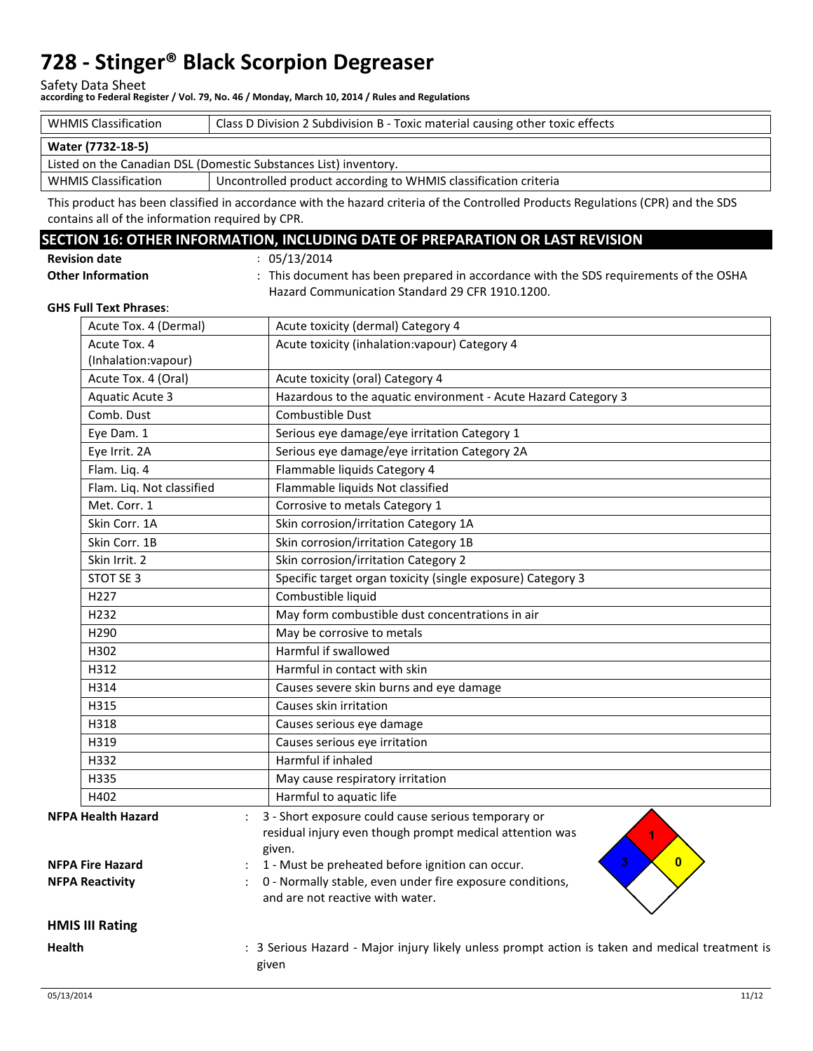| | |
|---|---|
| WHMIS Classification | Class D Division 2 Subdivision B - Toxic material causing other toxic effects |

| Water (7732-18-5) | |
|---|---|
| Listed on the Canadian DSL (Domestic Substances List) inventory. | |
| WHMIS Classification | Uncontrolled product according to WHMIS classification criteria |

This product has been classified in accordance with the hazard criteria of the Controlled Products Regulations (CPR) and the SDS contains all of the information required by CPR.

## SECTION 16: OTHER INFORMATION, INCLUDING DATE OF PREPARATION OR LAST REVISION

**Revision date** : 05/13/2014

**Other Information** : This document has been prepared in accordance with the SDS requirements of the OSHA Hazard Communication Standard 29 CFR 1910.1200.

**GHS Full Text Phrases**:

| | |
|---|---|
| Acute Tox. 4 (Dermal) | Acute toxicity (dermal) Category 4 |
| Acute Tox. 4 (Inhalation:vapour) | Acute toxicity (inhalation:vapour) Category 4 |
| Acute Tox. 4 (Oral) | Acute toxicity (oral) Category 4 |
| Aquatic Acute 3 | Hazardous to the aquatic environment - Acute Hazard Category 3 |
| Comb. Dust | Combustible Dust |
| Eye Dam. 1 | Serious eye damage/eye irritation Category 1 |
| Eye Irrit. 2A | Serious eye damage/eye irritation Category 2A |
| Flam. Liq. 4 | Flammable liquids Category 4 |
| Flam. Liq. Not classified | Flammable liquids Not classified |
| Met. Corr. 1 | Corrosive to metals Category 1 |
| Skin Corr. 1A | Skin corrosion/irritation Category 1A |
| Skin Corr. 1B | Skin corrosion/irritation Category 1B |
| Skin Irrit. 2 | Skin corrosion/irritation Category 2 |
| STOT SE 3 | Specific target organ toxicity (single exposure) Category 3 |
| H227 | Combustible liquid |
| H232 | May form combustible dust concentrations in air |
| H290 | May be corrosive to metals |
| H302 | Harmful if swallowed |
| H312 | Harmful in contact with skin |
| H314 | Causes severe skin burns and eye damage |
| H315 | Causes skin irritation |
| H318 | Causes serious eye damage |
| H319 | Causes serious eye irritation |
| H332 | Harmful if inhaled |
| H335 | May cause respiratory irritation |
| H402 | Harmful to aquatic life |

**NFPA Health Hazard** : 3 - Short exposure could cause serious temporary or residual injury even though prompt medical attention was given.

**NFPA Fire Hazard** : 1 - Must be preheated before ignition can occur.

**NFPA Reactivity** : 0 - Normally stable, even under fire exposure conditions, and are not reactive with water.

1
3
0

### HMIS III Rating

**Health** : 3 Serious Hazard - Major injury likely unless prompt action is taken and medical treatment is given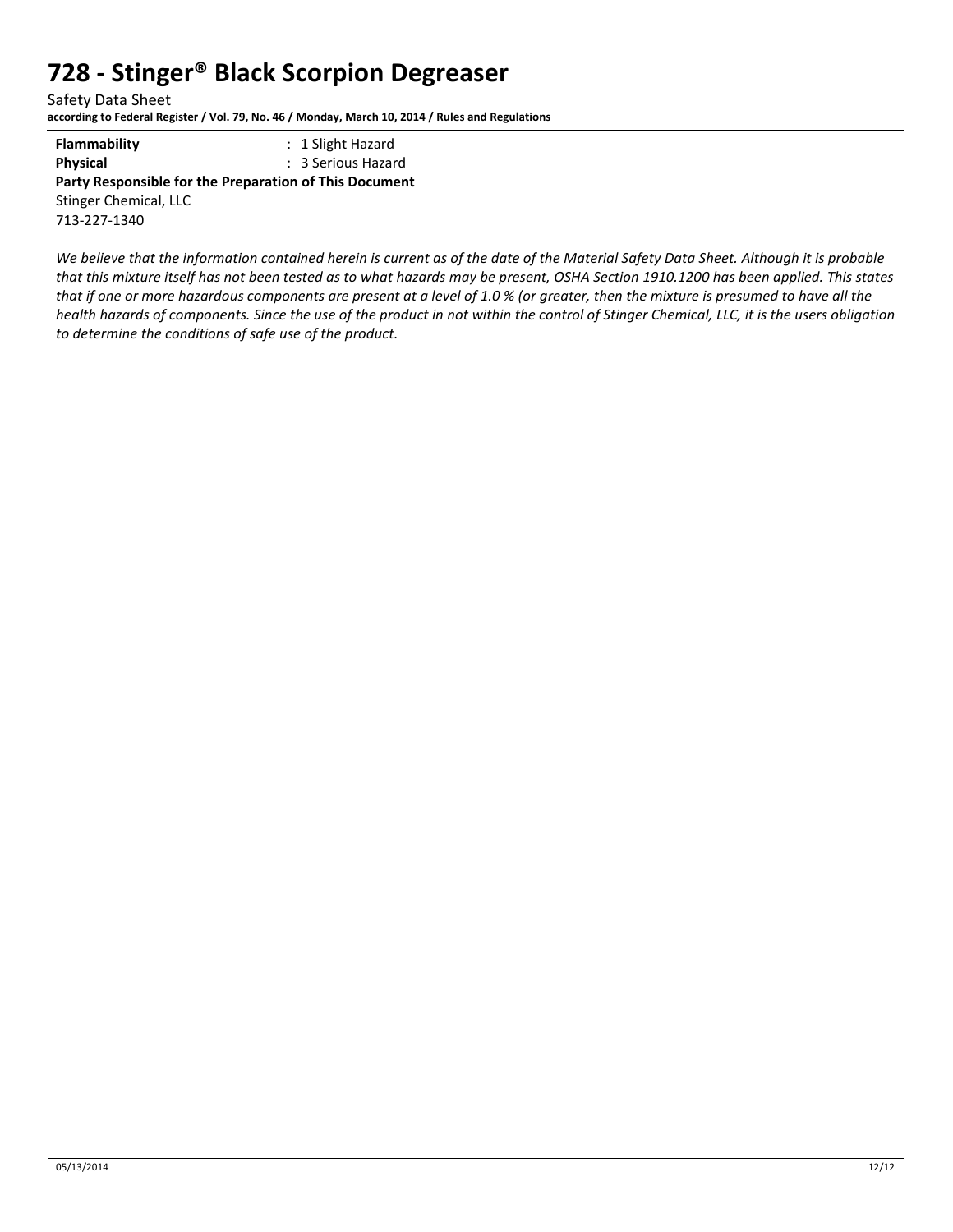**Flammability** : 1 Slight Hazard

**Physical** : 3 Serious Hazard

**Party Responsible for the Preparation of This Document**

Stinger Chemical, LLC

713-227-1340

*We believe that the information contained herein is current as of the date of the Material Safety Data Sheet. Although it is probable that this mixture itself has not been tested as to what hazards may be present, OSHA Section 1910.1200 has been applied. This states that if one or more hazardous components are present at a level of 1.0 % (or greater, then the mixture is presumed to have all the health hazards of components. Since the use of the product in not within the control of Stinger Chemical, LLC, it is the users obligation to determine the conditions of safe use of the product.*